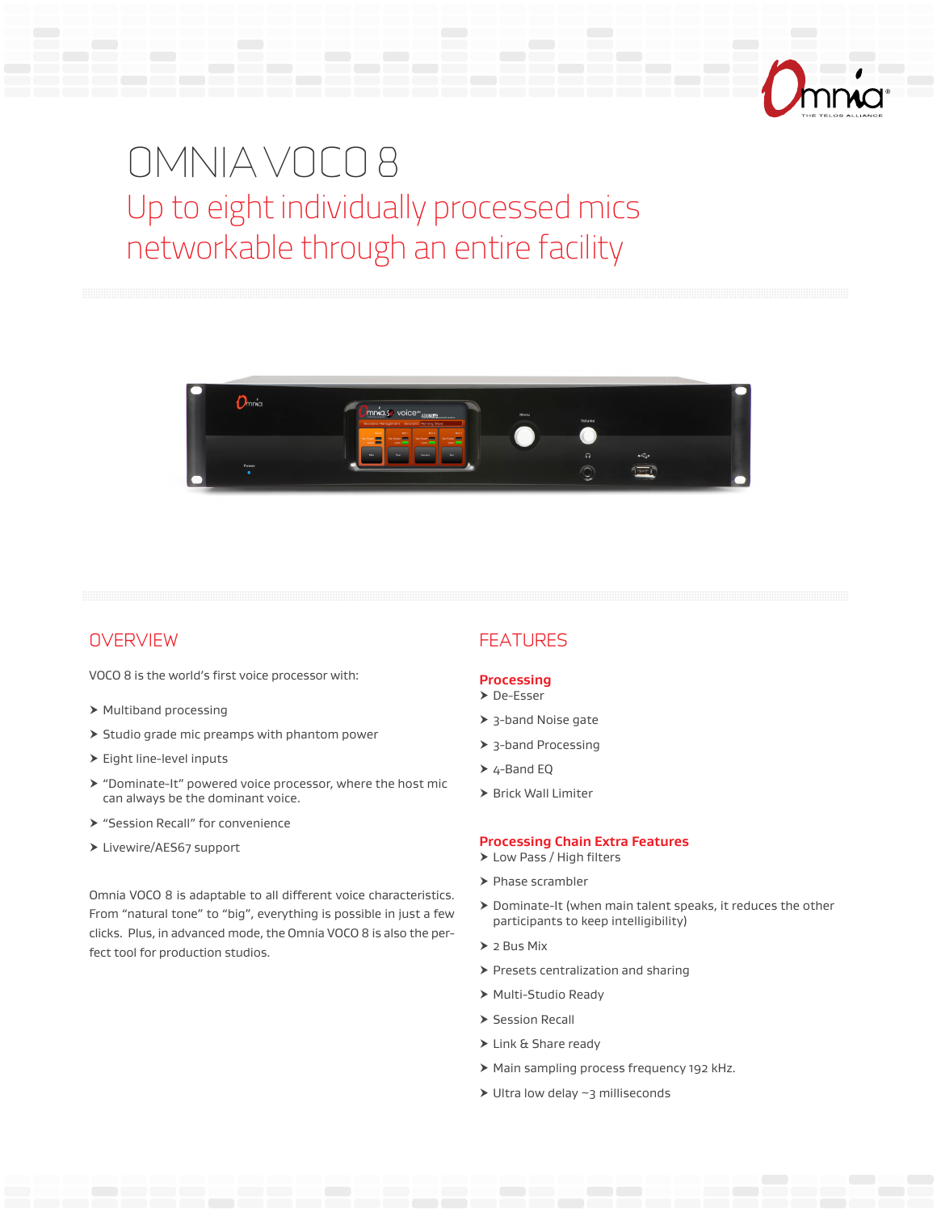# OMNIA VOCO 8

## Up to eight individually processed mics networkable through an entire facility

## OVERVIEW

VOCO 8 is the world's first voice processor with:

- Multiband processing
- Studio grade mic preamps with phantom power
- Eight line-level inputs
- "Dominate-It" powered voice processor, where the host mic can always be the dominant voice.
- "Session Recall" for convenience
- Livewire/AES67 support

Omnia VOCO 8 is adaptable to all different voice characteristics. From "natural tone" to "big", everything is possible in just a few clicks. Plus, in advanced mode, the Omnia VOCO 8 is also the perfect tool for production studios.

## FEATURES

### Processing

- De-Esser
- 3-band Noise gate
- 3-band Processing
- 4-Band EQ
- Brick Wall Limiter

### Processing Chain Extra Features

- Low Pass / High filters
- Phase scrambler
- Dominate-It (when main talent speaks, it reduces the other participants to keep intelligibility)
- 2 Bus Mix
- Presets centralization and sharing
- Multi-Studio Ready
- Session Recall
- Link & Share ready
- Main sampling process frequency 192 kHz.
- Ultra low delay ~3 milliseconds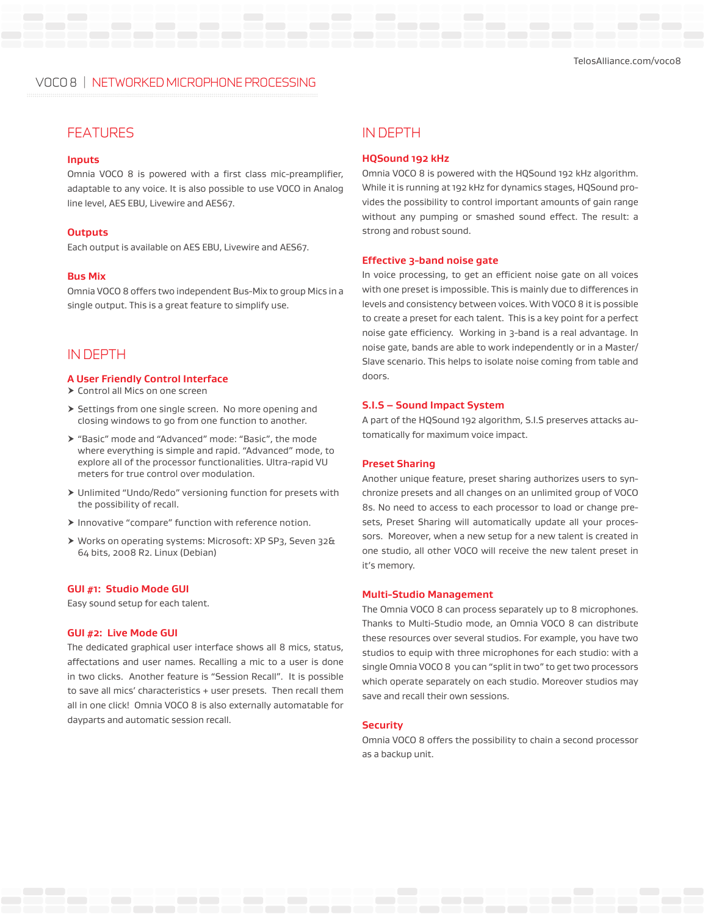# VOCO 8 | NETWORKED MICROPHONE PROCESSING

## FEATURES

### Inputs

Omnia VOCO 8 is powered with a first class mic-preamplifier, adaptable to any voice. It is also possible to use VOCO in Analog line level, AES EBU, Livewire and AES67.

### Outputs

Each output is available on AES EBU, Livewire and AES67.

### Bus Mix

Omnia VOCO 8 offers two independent Bus-Mix to group Mics in a single output. This is a great feature to simplify use.

## IN DEPTH

### A User Friendly Control Interface

- Control all Mics on one screen
- Settings from one single screen. No more opening and closing windows to go from one function to another.
- "Basic" mode and "Advanced" mode: "Basic", the mode where everything is simple and rapid. "Advanced" mode, to explore all of the processor functionalities. Ultra-rapid VU meters for true control over modulation.
- Unlimited "Undo/Redo" versioning function for presets with the possibility of recall.
- Innovative "compare" function with reference notion.
- Works on operating systems: Microsoft: XP SP3, Seven 32& 64 bits, 2008 R2. Linux (Debian)

### GUI #1: Studio Mode GUI

Easy sound setup for each talent.

### GUI #2: Live Mode GUI

The dedicated graphical user interface shows all 8 mics, status, affectations and user names. Recalling a mic to a user is done in two clicks. Another feature is "Session Recall". It is possible to save all mics' characteristics + user presets. Then recall them all in one click! Omnia VOCO 8 is also externally automatable for dayparts and automatic session recall.

## IN DEPTH

### HQSound 192 kHz

Omnia VOCO 8 is powered with the HQSound 192 kHz algorithm. While it is running at 192 kHz for dynamics stages, HQSound provides the possibility to control important amounts of gain range without any pumping or smashed sound effect. The result: a strong and robust sound.

### Effective 3-band noise gate

In voice processing, to get an efficient noise gate on all voices with one preset is impossible. This is mainly due to differences in levels and consistency between voices. With VOCO 8 it is possible to create a preset for each talent. This is a key point for a perfect noise gate efficiency. Working in 3-band is a real advantage. In noise gate, bands are able to work independently or in a Master/ Slave scenario. This helps to isolate noise coming from table and doors.

### S.I.S – Sound Impact System

A part of the HQSound 192 algorithm, S.I.S preserves attacks automatically for maximum voice impact.

### Preset Sharing

Another unique feature, preset sharing authorizes users to synchronize presets and all changes on an unlimited group of VOCO 8s. No need to access to each processor to load or change presets, Preset Sharing will automatically update all your processors. Moreover, when a new setup for a new talent is created in one studio, all other VOCO will receive the new talent preset in it's memory.

### Multi-Studio Management

The Omnia VOCO 8 can process separately up to 8 microphones. Thanks to Multi-Studio mode, an Omnia VOCO 8 can distribute these resources over several studios. For example, you have two studios to equip with three microphones for each studio: with a single Omnia VOCO 8 you can "split in two" to get two processors which operate separately on each studio. Moreover studios may save and recall their own sessions.

### Security

Omnia VOCO 8 offers the possibility to chain a second processor as a backup unit.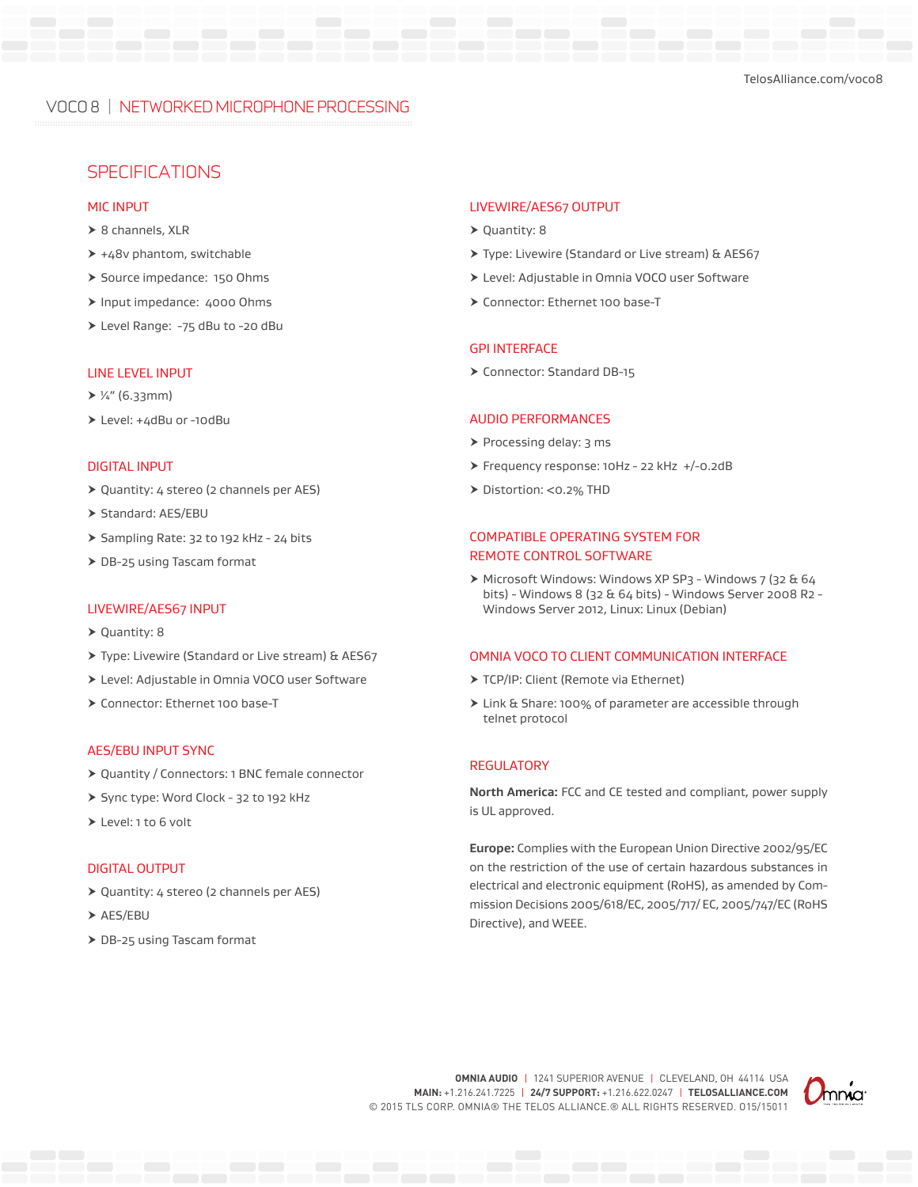# VOCO 8 | NETWORKED MICROPHONE PROCESSING

## SPECIFICATIONS

### MIC INPUT

- 8 channels, XLR
- +48v phantom, switchable
- Source impedance: 150 Ohms
- Input impedance: 4000 Ohms
- Level Range: -75 dBu to -20 dBu

### LINE LEVEL INPUT

- ¼" (6.33mm)
- Level: +4dBu or -10dBu

### DIGITAL INPUT

- Quantity: 4 stereo (2 channels per AES)
- Standard: AES/EBU
- Sampling Rate: 32 to 192 kHz - 24 bits
- DB-25 using Tascam format

### LIVEWIRE/AES67 INPUT

- Quantity: 8
- Type: Livewire (Standard or Live stream) & AES67
- Level: Adjustable in Omnia VOCO user Software
- Connector: Ethernet 100 base-T

### AES/EBU INPUT SYNC

- Quantity / Connectors: 1 BNC female connector
- Sync type: Word Clock - 32 to 192 kHz
- Level: 1 to 6 volt

### DIGITAL OUTPUT

- Quantity: 4 stereo (2 channels per AES)
- AES/EBU
- DB-25 using Tascam format

### LIVEWIRE/AES67 OUTPUT

- Quantity: 8
- Type: Livewire (Standard or Live stream) & AES67
- Level: Adjustable in Omnia VOCO user Software
- Connector: Ethernet 100 base-T

### GPI INTERFACE

- Connector: Standard DB-15

### AUDIO PERFORMANCES

- Processing delay: 3 ms
- Frequency response: 10Hz - 22 kHz +/-0.2dB
- Distortion: <0.2% THD

### COMPATIBLE OPERATING SYSTEM FOR REMOTE CONTROL SOFTWARE

- Microsoft Windows: Windows XP SP3 - Windows 7 (32 & 64 bits) - Windows 8 (32 & 64 bits) - Windows Server 2008 R2 - Windows Server 2012, Linux: Linux (Debian)

### OMNIA VOCO TO CLIENT COMMUNICATION INTERFACE

- TCP/IP: Client (Remote via Ethernet)
- Link & Share: 100% of parameter are accessible through telnet protocol

### REGULATORY

**North America:** FCC and CE tested and compliant, power supply is UL approved.

**Europe:** Complies with the European Union Directive 2002/95/EC on the restriction of the use of certain hazardous substances in electrical and electronic equipment (RoHS), as amended by Commission Decisions 2005/618/EC, 2005/717/ EC, 2005/747/EC (RoHS Directive), and WEEE.

**OMNIA AUDIO** | 1241 SUPERIOR AVENUE | CLEVELAND, OH 44114 USA
**MAIN:** +1.216.241.7225 | **24/7 SUPPORT:** +1.216.622.0247 | **TELOSALLIANCE.COM**
© 2015 TLS CORP. OMNIA® THE TELOS ALLIANCE.® ALL RIGHTS RESERVED. 015/15011